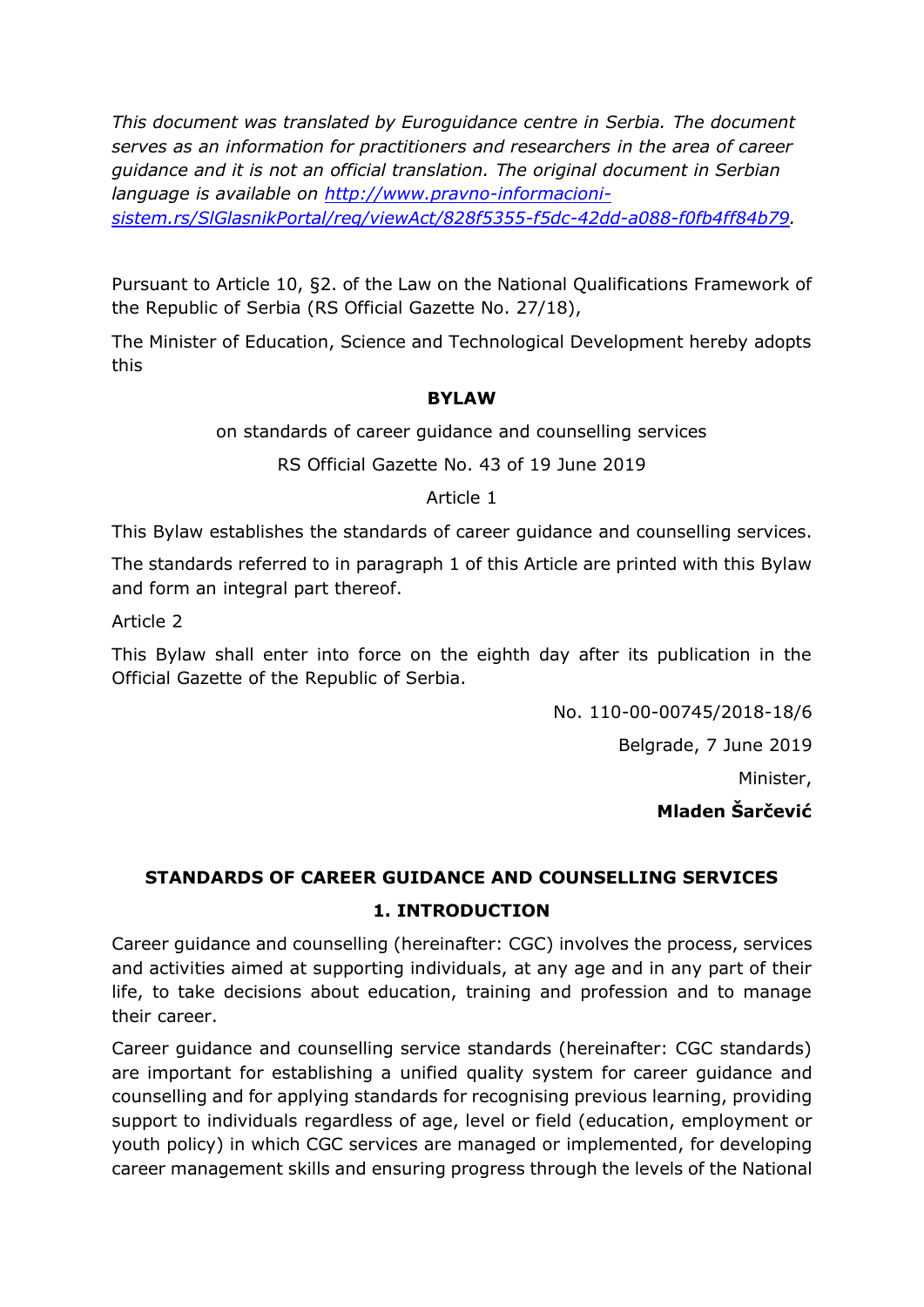*This document was translated by Euroguidance centre in Serbia. The document serves as an information for practitioners and researchers in the area of career guidance and it is not an official translation. The original document in Serbian language is available on [http://www.pravno-informacioni-sistem.rs/SlGlasnikPortal/reg/viewAct/828f5355-f5dc-42dd-a088-f0fb4ff84b79](http://www.pravno-informacioni-sistem.rs/SlGlasnikPortal/reg/viewAct/828f5355-f5dc-42dd-a088-f0fb4ff84b79).*

Pursuant to Article 10, §2. of the Law on the National Qualifications Framework of the Republic of Serbia (RS Official Gazette No. 27/18),

The Minister of Education, Science and Technological Development hereby adopts this

# BYLAW

on standards of career guidance and counselling services

RS Official Gazette No. 43 of 19 June 2019

Article 1

This Bylaw establishes the standards of career guidance and counselling services.

The standards referred to in paragraph 1 of this Article are printed with this Bylaw and form an integral part thereof.

Article 2

This Bylaw shall enter into force on the eighth day after its publication in the Official Gazette of the Republic of Serbia.

No. 110-00-00745/2018-18/6

Belgrade, 7 June 2019

Minister,

**Mladen Šarčević**

## STANDARDS OF CAREER GUIDANCE AND COUNSELLING SERVICES

### 1. INTRODUCTION

Career guidance and counselling (hereinafter: CGC) involves the process, services and activities aimed at supporting individuals, at any age and in any part of their life, to take decisions about education, training and profession and to manage their career.

Career guidance and counselling service standards (hereinafter: CGC standards) are important for establishing a unified quality system for career guidance and counselling and for applying standards for recognising previous learning, providing support to individuals regardless of age, level or field (education, employment or youth policy) in which CGC services are managed or implemented, for developing career management skills and ensuring progress through the levels of the National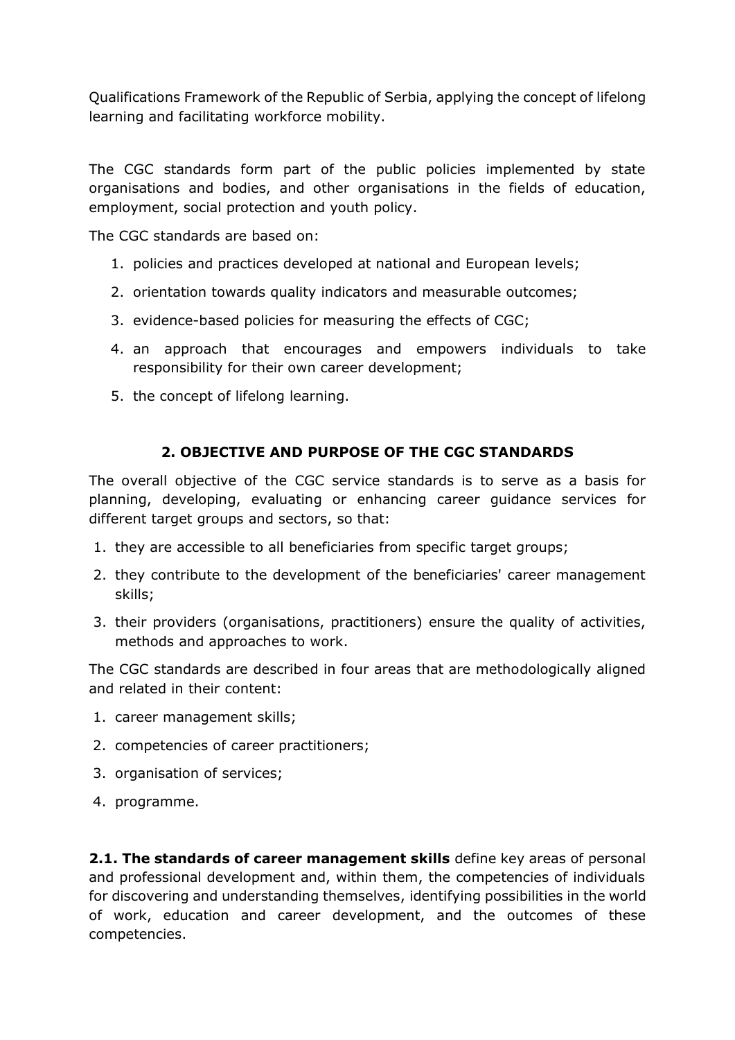Qualifications Framework of the Republic of Serbia, applying the concept of lifelong learning and facilitating workforce mobility.

The CGC standards form part of the public policies implemented by state organisations and bodies, and other organisations in the fields of education, employment, social protection and youth policy.

The CGC standards are based on:

1. policies and practices developed at national and European levels;
2. orientation towards quality indicators and measurable outcomes;
3. evidence-based policies for measuring the effects of CGC;
4. an approach that encourages and empowers individuals to take responsibility for their own career development;
5. the concept of lifelong learning.

## 2. OBJECTIVE AND PURPOSE OF THE CGC STANDARDS

The overall objective of the CGC service standards is to serve as a basis for planning, developing, evaluating or enhancing career guidance services for different target groups and sectors, so that:

1. they are accessible to all beneficiaries from specific target groups;
2. they contribute to the development of the beneficiaries' career management skills;
3. their providers (organisations, practitioners) ensure the quality of activities, methods and approaches to work.

The CGC standards are described in four areas that are methodologically aligned and related in their content:

1. career management skills;
2. competencies of career practitioners;
3. organisation of services;
4. programme.

**2.1. The standards of career management skills** define key areas of personal and professional development and, within them, the competencies of individuals for discovering and understanding themselves, identifying possibilities in the world of work, education and career development, and the outcomes of these competencies.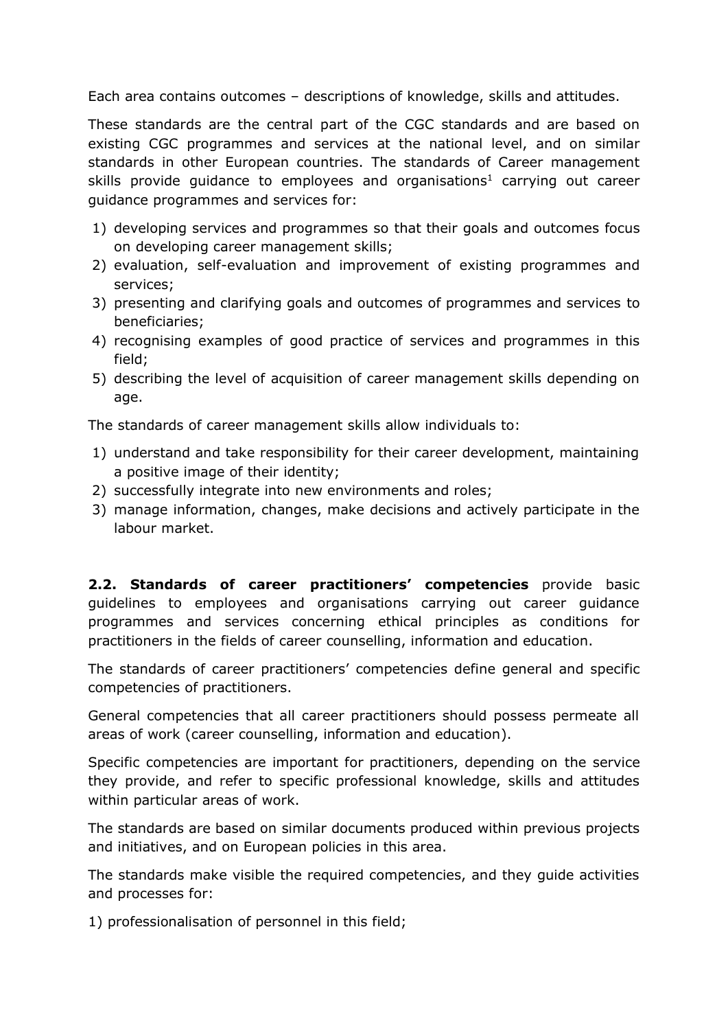Each area contains outcomes – descriptions of knowledge, skills and attitudes.

These standards are the central part of the CGC standards and are based on existing CGC programmes and services at the national level, and on similar standards in other European countries. The standards of Career management skills provide guidance to employees and organisations[1] carrying out career guidance programmes and services for:

1) developing services and programmes so that their goals and outcomes focus on developing career management skills;
2) evaluation, self-evaluation and improvement of existing programmes and services;
3) presenting and clarifying goals and outcomes of programmes and services to beneficiaries;
4) recognising examples of good practice of services and programmes in this field;
5) describing the level of acquisition of career management skills depending on age.

The standards of career management skills allow individuals to:

1) understand and take responsibility for their career development, maintaining a positive image of their identity;
2) successfully integrate into new environments and roles;
3) manage information, changes, make decisions and actively participate in the labour market.

**2.2. Standards of career practitioners' competencies** provide basic guidelines to employees and organisations carrying out career guidance programmes and services concerning ethical principles as conditions for practitioners in the fields of career counselling, information and education.

The standards of career practitioners' competencies define general and specific competencies of practitioners.

General competencies that all career practitioners should possess permeate all areas of work (career counselling, information and education).

Specific competencies are important for practitioners, depending on the service they provide, and refer to specific professional knowledge, skills and attitudes within particular areas of work.

The standards are based on similar documents produced within previous projects and initiatives, and on European policies in this area.

The standards make visible the required competencies, and they guide activities and processes for:

1) professionalisation of personnel in this field;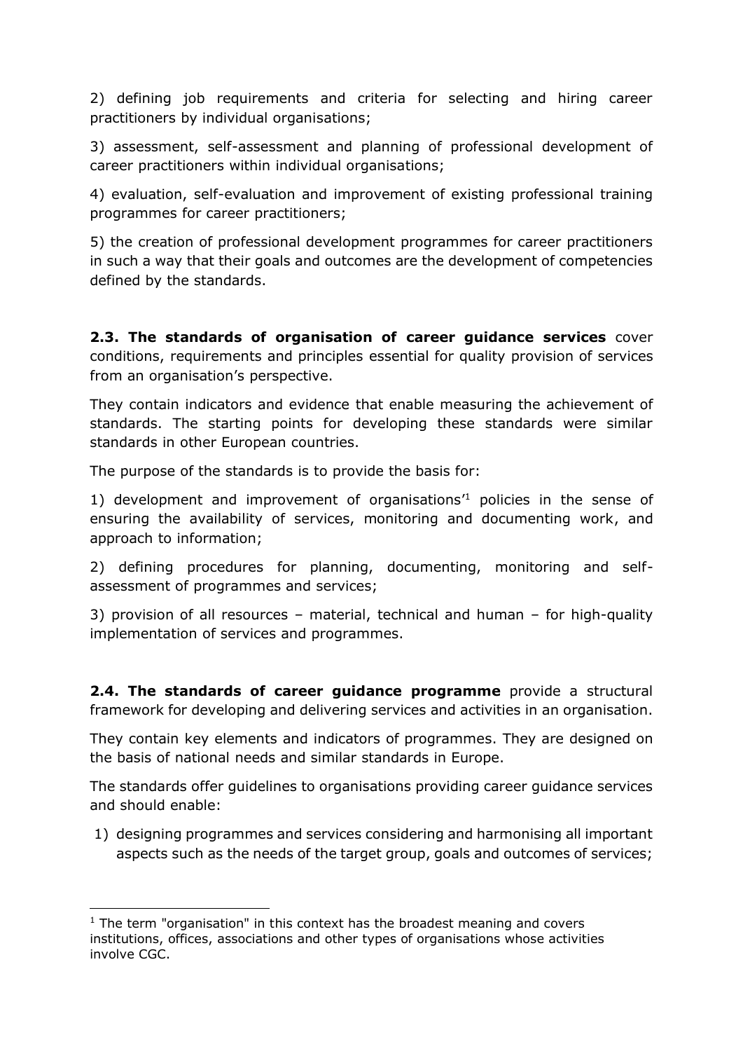2) defining job requirements and criteria for selecting and hiring career practitioners by individual organisations;

3) assessment, self-assessment and planning of professional development of career practitioners within individual organisations;

4) evaluation, self-evaluation and improvement of existing professional training programmes for career practitioners;

5) the creation of professional development programmes for career practitioners in such a way that their goals and outcomes are the development of competencies defined by the standards.

**2.3. The standards of organisation of career guidance services** cover conditions, requirements and principles essential for quality provision of services from an organisation's perspective.

They contain indicators and evidence that enable measuring the achievement of standards. The starting points for developing these standards were similar standards in other European countries.

The purpose of the standards is to provide the basis for:

1) development and improvement of organisations'[1] policies in the sense of ensuring the availability of services, monitoring and documenting work, and approach to information;

2) defining procedures for planning, documenting, monitoring and self-assessment of programmes and services;

3) provision of all resources – material, technical and human – for high-quality implementation of services and programmes.

**2.4. The standards of career guidance programme** provide a structural framework for developing and delivering services and activities in an organisation.

They contain key elements and indicators of programmes. They are designed on the basis of national needs and similar standards in Europe.

The standards offer guidelines to organisations providing career guidance services and should enable:

1) designing programmes and services considering and harmonising all important aspects such as the needs of the target group, goals and outcomes of services;

---

[1] The term "organisation" in this context has the broadest meaning and covers institutions, offices, associations and other types of organisations whose activities involve CGC.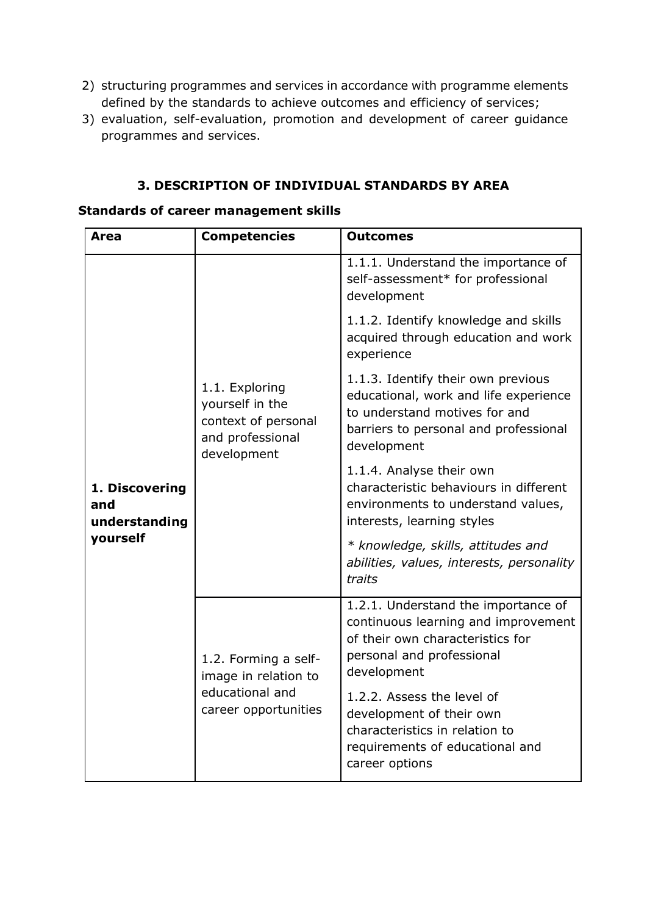2) structuring programmes and services in accordance with programme elements defined by the standards to achieve outcomes and efficiency of services;
3) evaluation, self-evaluation, promotion and development of career guidance programmes and services.

## 3. DESCRIPTION OF INDIVIDUAL STANDARDS BY AREA

**Standards of career management skills**

| Area | Competencies | Outcomes |
|---|---|---|
| **1. Discovering and understanding yourself** | 1.1. Exploring yourself in the context of personal and professional development | 1.1.1. Understand the importance of self-assessment* for professional development |
| | | 1.1.2. Identify knowledge and skills acquired through education and work experience |
| | | 1.1.3. Identify their own previous educational, work and life experience to understand motives for and barriers to personal and professional development |
| | | 1.1.4. Analyse their own characteristic behaviours in different environments to understand values, interests, learning styles |
| | | *\* knowledge, skills, attitudes and abilities, values, interests, personality traits* |
| | 1.2. Forming a self-image in relation to educational and career opportunities | 1.2.1. Understand the importance of continuous learning and improvement of their own characteristics for personal and professional development |
| | | 1.2.2. Assess the level of development of their own characteristics in relation to requirements of educational and career options |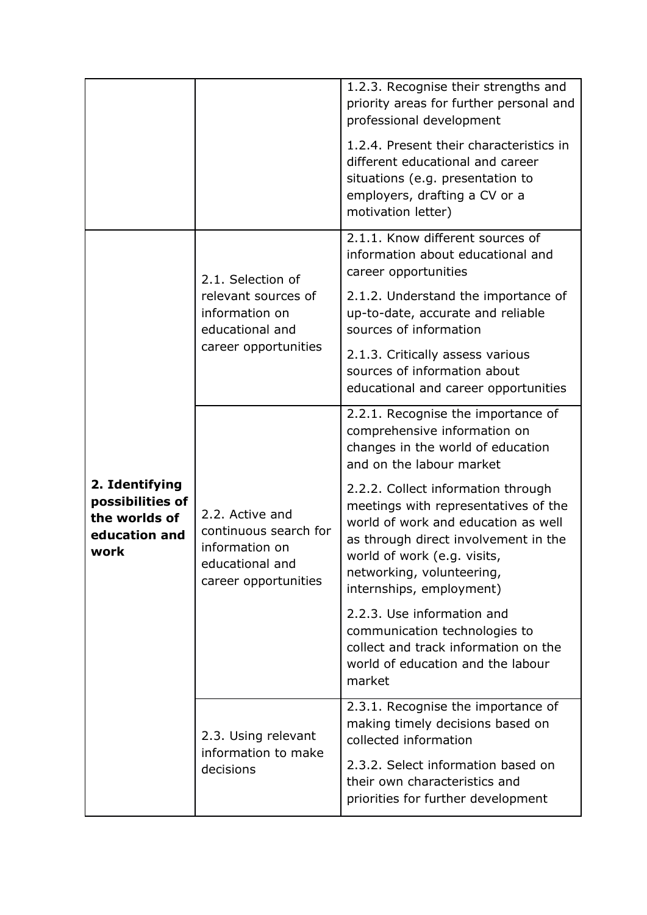| | | |
|---|---|---|
| | | 1.2.3. Recognise their strengths and priority areas for further personal and professional development<br><br>1.2.4. Present their characteristics in different educational and career situations (e.g. presentation to employers, drafting a CV or a motivation letter) |
| **2. Identifying possibilities of the worlds of education and work** | 2.1. Selection of relevant sources of information on educational and career opportunities | 2.1.1. Know different sources of information about educational and career opportunities<br><br>2.1.2. Understand the importance of up-to-date, accurate and reliable sources of information<br><br>2.1.3. Critically assess various sources of information about educational and career opportunities |
| | 2.2. Active and continuous search for information on educational and career opportunities | 2.2.1. Recognise the importance of comprehensive information on changes in the world of education and on the labour market<br><br>2.2.2. Collect information through meetings with representatives of the world of work and education as well as through direct involvement in the world of work (e.g. visits, networking, volunteering, internships, employment)<br><br>2.2.3. Use information and communication technologies to collect and track information on the world of education and the labour market |
| | 2.3. Using relevant information to make decisions | 2.3.1. Recognise the importance of making timely decisions based on collected information<br><br>2.3.2. Select information based on their own characteristics and priorities for further development |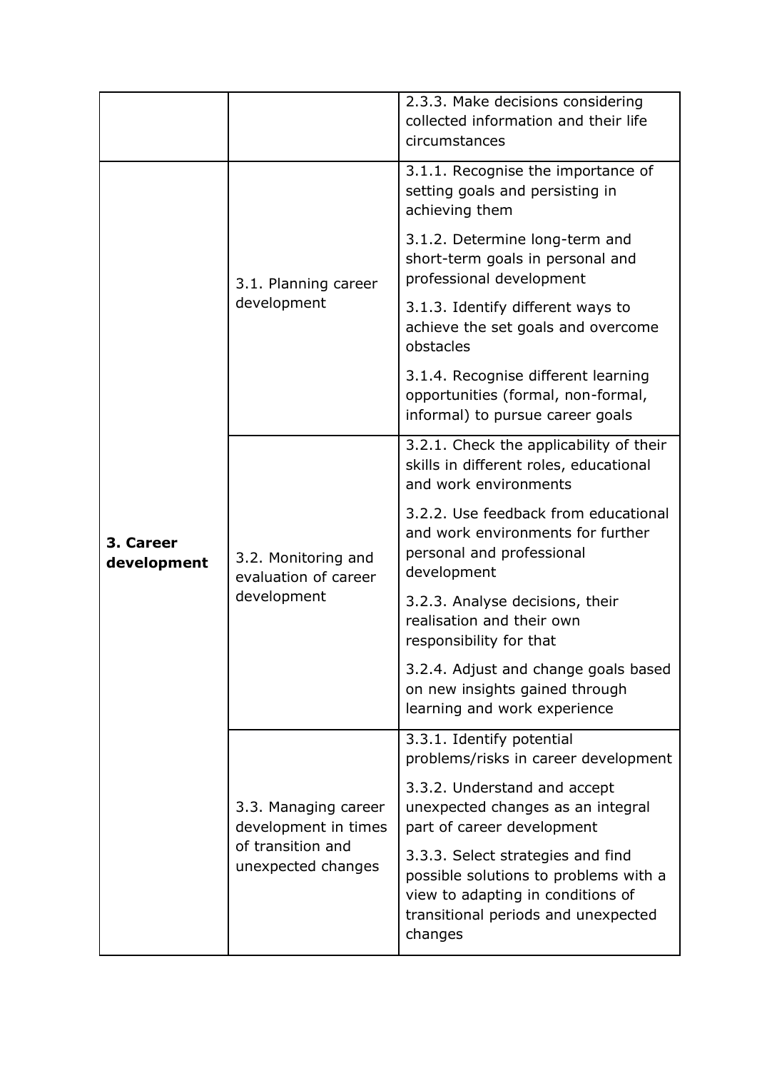| | | |
|---|---|---|
| | | 2.3.3. Make decisions considering collected information and their life circumstances |
| **3. Career development** | 3.1. Planning career development | 3.1.1. Recognise the importance of setting goals and persisting in achieving them |
| | | 3.1.2. Determine long-term and short-term goals in personal and professional development |
| | | 3.1.3. Identify different ways to achieve the set goals and overcome obstacles |
| | | 3.1.4. Recognise different learning opportunities (formal, non-formal, informal) to pursue career goals |
| | 3.2. Monitoring and evaluation of career development | 3.2.1. Check the applicability of their skills in different roles, educational and work environments |
| | | 3.2.2. Use feedback from educational and work environments for further personal and professional development |
| | | 3.2.3. Analyse decisions, their realisation and their own responsibility for that |
| | | 3.2.4. Adjust and change goals based on new insights gained through learning and work experience |
| | 3.3. Managing career development in times of transition and unexpected changes | 3.3.1. Identify potential problems/risks in career development |
| | | 3.3.2. Understand and accept unexpected changes as an integral part of career development |
| | | 3.3.3. Select strategies and find possible solutions to problems with a view to adapting in conditions of transitional periods and unexpected changes |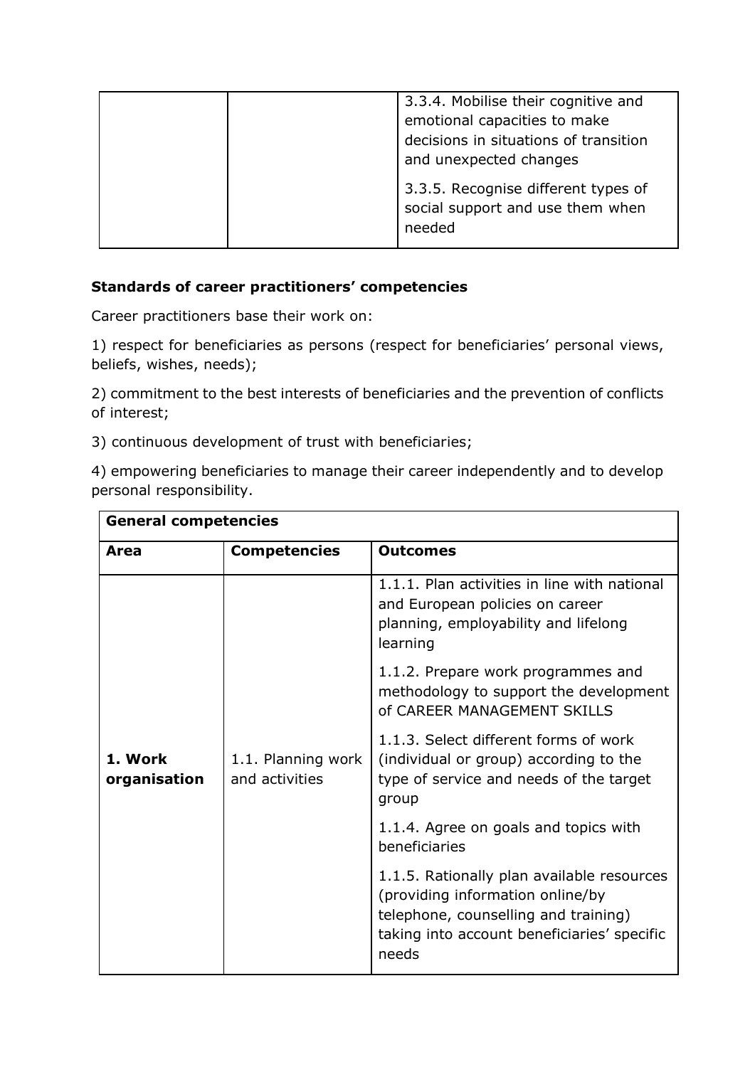| | | |
|---|---|---|
| | | 3.3.4. Mobilise their cognitive and emotional capacities to make decisions in situations of transition and unexpected changes<br><br>3.3.5. Recognise different types of social support and use them when needed |

**Standards of career practitioners' competencies**

Career practitioners base their work on:

1) respect for beneficiaries as persons (respect for beneficiaries' personal views, beliefs, wishes, needs);

2) commitment to the best interests of beneficiaries and the prevention of conflicts of interest;

3) continuous development of trust with beneficiaries;

4) empowering beneficiaries to manage their career independently and to develop personal responsibility.

| **General competencies** | | |
|---|---|---|
| **Area** | **Competencies** | **Outcomes** |
| **1. Work organisation** | 1.1. Planning work and activities | 1.1.1. Plan activities in line with national and European policies on career planning, employability and lifelong learning<br><br>1.1.2. Prepare work programmes and methodology to support the development of CAREER MANAGEMENT SKILLS<br><br>1.1.3. Select different forms of work (individual or group) according to the type of service and needs of the target group<br><br>1.1.4. Agree on goals and topics with beneficiaries<br><br>1.1.5. Rationally plan available resources (providing information online/by telephone, counselling and training) taking into account beneficiaries' specific needs |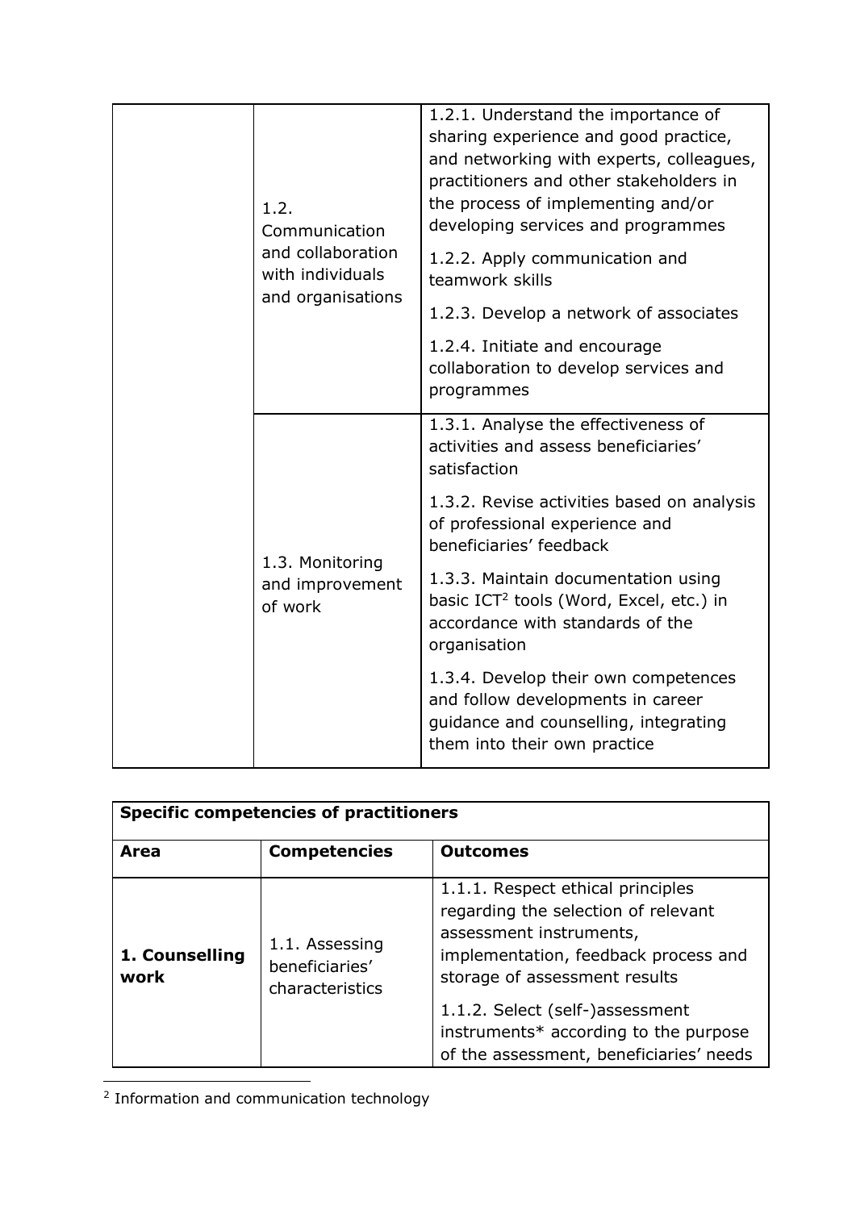| | | |
|---|---|---|
| | 1.2. Communication and collaboration with individuals and organisations | 1.2.1. Understand the importance of sharing experience and good practice, and networking with experts, colleagues, practitioners and other stakeholders in the process of implementing and/or developing services and programmes<br><br>1.2.2. Apply communication and teamwork skills<br><br>1.2.3. Develop a network of associates<br><br>1.2.4. Initiate and encourage collaboration to develop services and programmes |
| | 1.3. Monitoring and improvement of work | 1.3.1. Analyse the effectiveness of activities and assess beneficiaries' satisfaction<br><br>1.3.2. Revise activities based on analysis of professional experience and beneficiaries' feedback<br><br>1.3.3. Maintain documentation using basic ICT[2] tools (Word, Excel, etc.) in accordance with standards of the organisation<br><br>1.3.4. Develop their own competences and follow developments in career guidance and counselling, integrating them into their own practice |

| **Specific competencies of practitioners** | | |
|---|---|---|
| **Area** | **Competencies** | **Outcomes** |
| **1. Counselling work** | 1.1. Assessing beneficiaries' characteristics | 1.1.1. Respect ethical principles regarding the selection of relevant assessment instruments, implementation, feedback process and storage of assessment results<br><br>1.1.2. Select (self-)assessment instruments* according to the purpose of the assessment, beneficiaries' needs |

[2] Information and communication technology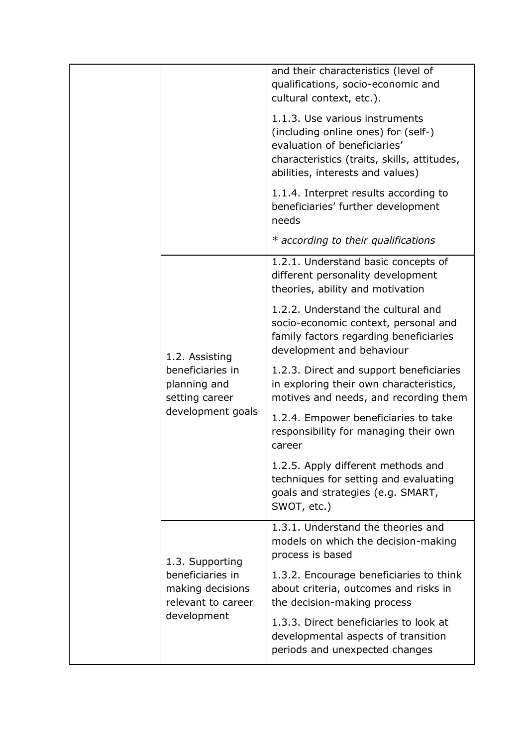| | | |
|---|---|---|
| | | and their characteristics (level of qualifications, socio-economic and cultural context, etc.). |
| | | 1.1.3. Use various instruments (including online ones) for (self-) evaluation of beneficiaries' characteristics (traits, skills, attitudes, abilities, interests and values) |
| | | 1.1.4. Interpret results according to beneficiaries' further development needs |
| | | *\* according to their qualifications* |
| | 1.2. Assisting beneficiaries in planning and setting career development goals | 1.2.1. Understand basic concepts of different personality development theories, ability and motivation |
| | | 1.2.2. Understand the cultural and socio-economic context, personal and family factors regarding beneficiaries development and behaviour |
| | | 1.2.3. Direct and support beneficiaries in exploring their own characteristics, motives and needs, and recording them |
| | | 1.2.4. Empower beneficiaries to take responsibility for managing their own career |
| | | 1.2.5. Apply different methods and techniques for setting and evaluating goals and strategies (e.g. SMART, SWOT, etc.) |
| | 1.3. Supporting beneficiaries in making decisions relevant to career development | 1.3.1. Understand the theories and models on which the decision-making process is based |
| | | 1.3.2. Encourage beneficiaries to think about criteria, outcomes and risks in the decision-making process |
| | | 1.3.3. Direct beneficiaries to look at developmental aspects of transition periods and unexpected changes |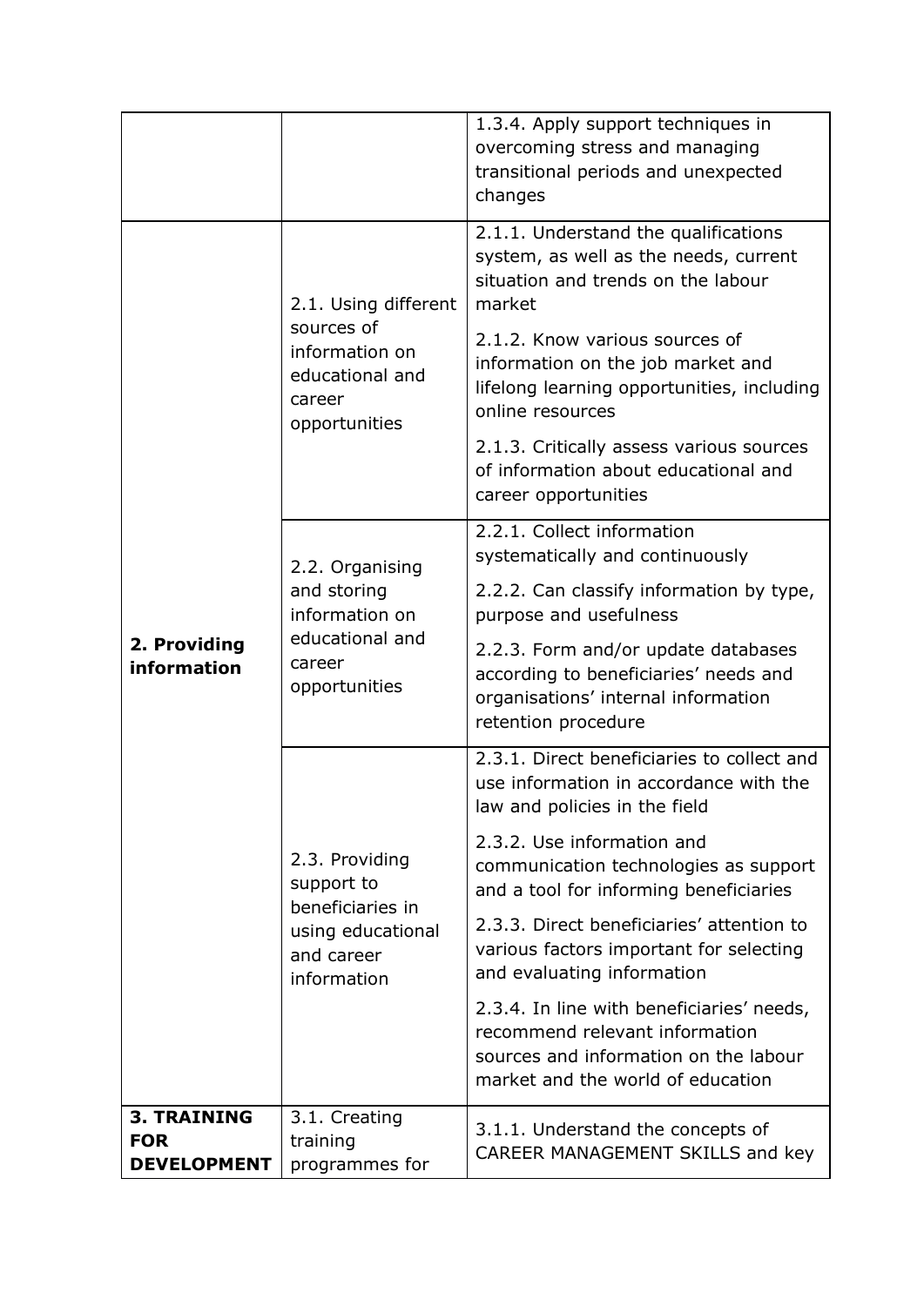| | | |
|---|---|---|
| | | 1.3.4. Apply support techniques in overcoming stress and managing transitional periods and unexpected changes |
| **2. Providing information** | 2.1. Using different sources of information on educational and career opportunities | 2.1.1. Understand the qualifications system, as well as the needs, current situation and trends on the labour market |
| | | 2.1.2. Know various sources of information on the job market and lifelong learning opportunities, including online resources |
| | | 2.1.3. Critically assess various sources of information about educational and career opportunities |
| | 2.2. Organising and storing information on educational and career opportunities | 2.2.1. Collect information systematically and continuously |
| | | 2.2.2. Can classify information by type, purpose and usefulness |
| | | 2.2.3. Form and/or update databases according to beneficiaries' needs and organisations' internal information retention procedure |
| | 2.3. Providing support to beneficiaries in using educational and career information | 2.3.1. Direct beneficiaries to collect and use information in accordance with the law and policies in the field |
| | | 2.3.2. Use information and communication technologies as support and a tool for informing beneficiaries |
| | | 2.3.3. Direct beneficiaries' attention to various factors important for selecting and evaluating information |
| | | 2.3.4. In line with beneficiaries' needs, recommend relevant information sources and information on the labour market and the world of education |
| **3. TRAINING FOR DEVELOPMENT** | 3.1. Creating training programmes for | 3.1.1. Understand the concepts of CAREER MANAGEMENT SKILLS and key |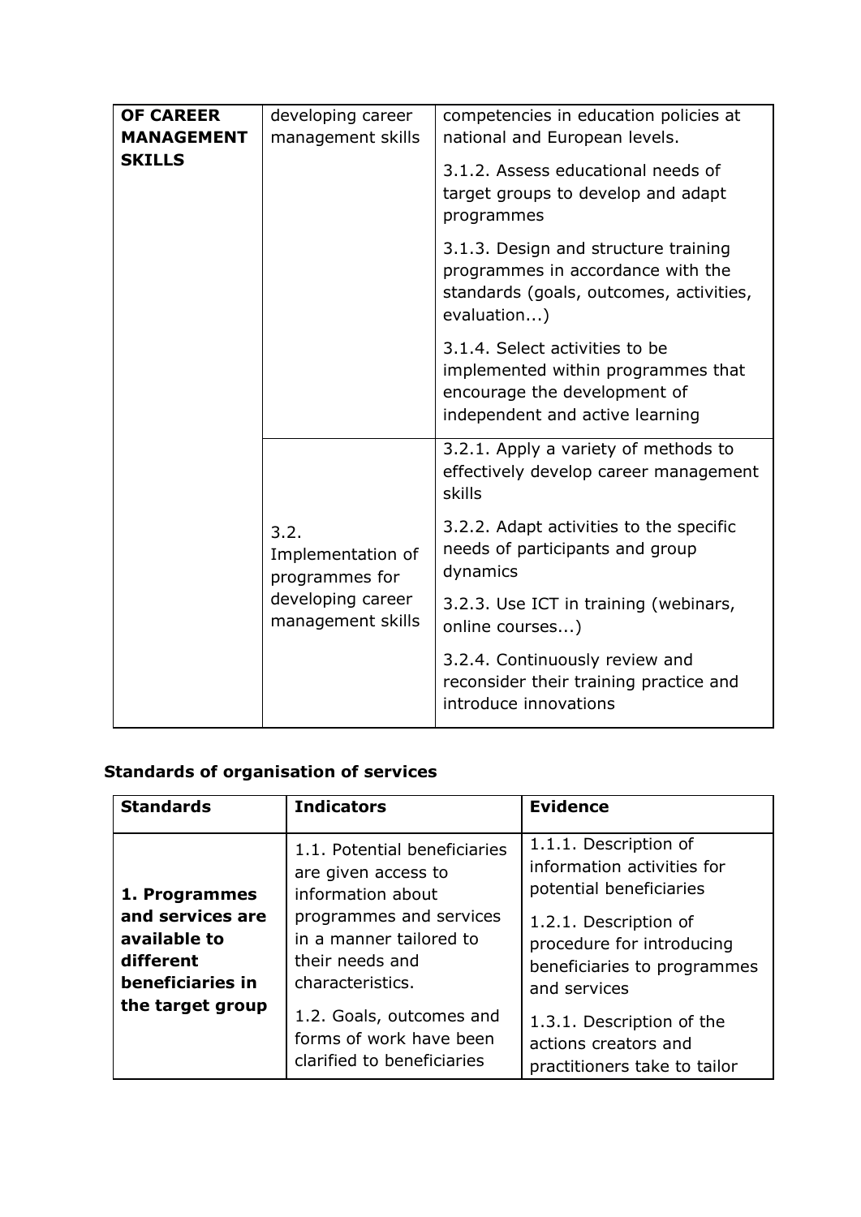| | | |
|---|---|---|
| **OF CAREER MANAGEMENT SKILLS** | developing career management skills | competencies in education policies at national and European levels. |
| | | 3.1.2. Assess educational needs of target groups to develop and adapt programmes |
| | | 3.1.3. Design and structure training programmes in accordance with the standards (goals, outcomes, activities, evaluation...) |
| | | 3.1.4. Select activities to be implemented within programmes that encourage the development of independent and active learning |
| | 3.2. Implementation of programmes for developing career management skills | 3.2.1. Apply a variety of methods to effectively develop career management skills |
| | | 3.2.2. Adapt activities to the specific needs of participants and group dynamics |
| | | 3.2.3. Use ICT in training (webinars, online courses...) |
| | | 3.2.4. Continuously review and reconsider their training practice and introduce innovations |

**Standards of organisation of services**

| **Standards** | **Indicators** | **Evidence** |
|---|---|---|
| **1. Programmes and services are available to different beneficiaries in the target group** | 1.1. Potential beneficiaries are given access to information about programmes and services in a manner tailored to their needs and characteristics. | 1.1.1. Description of information activities for potential beneficiaries |
| | | 1.2.1. Description of procedure for introducing beneficiaries to programmes and services |
| | 1.2. Goals, outcomes and forms of work have been clarified to beneficiaries | 1.3.1. Description of the actions creators and practitioners take to tailor |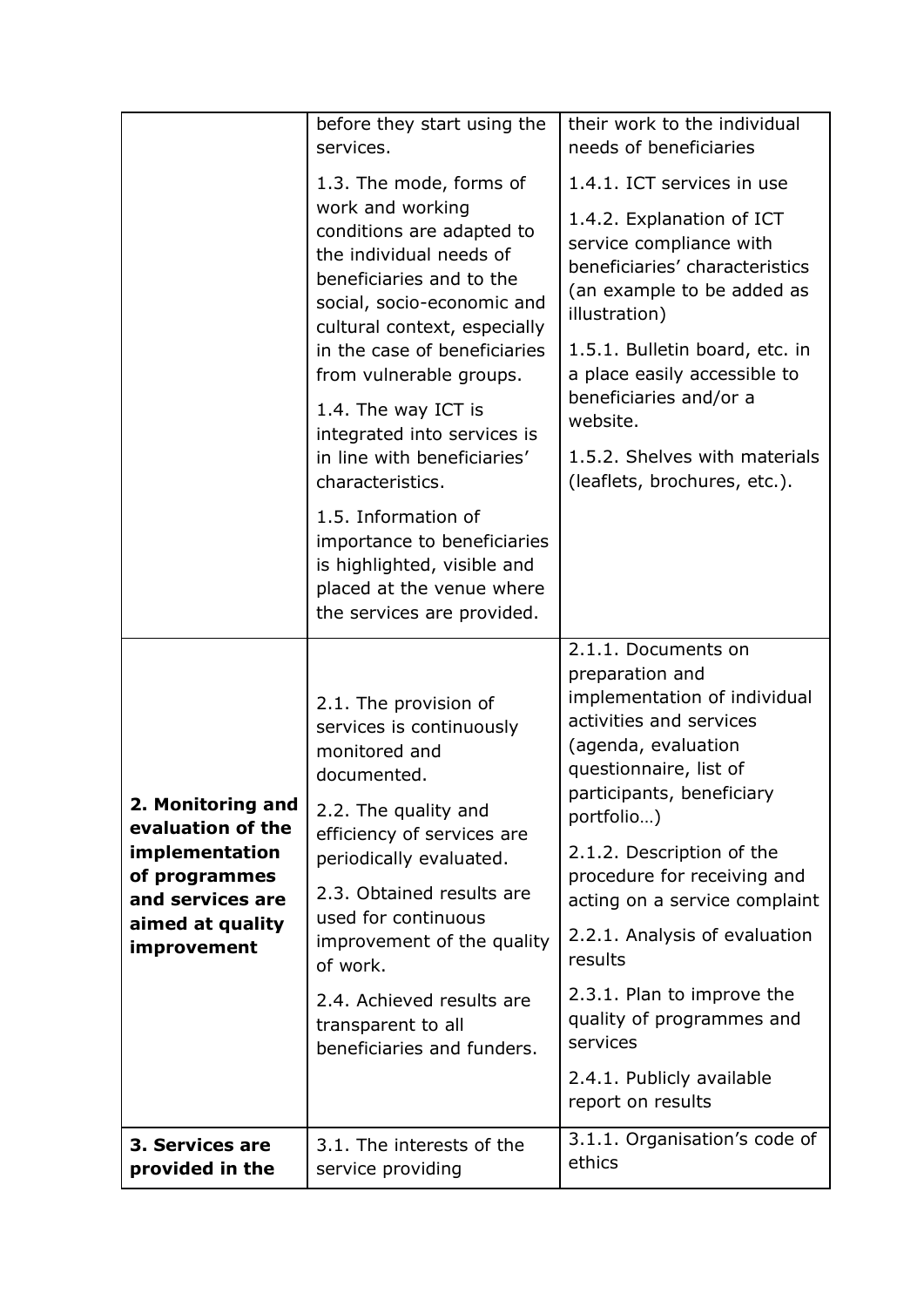| | | |
|---|---|---|
| | before they start using the services.<br><br>1.3. The mode, forms of work and working conditions are adapted to the individual needs of beneficiaries and to the social, socio-economic and cultural context, especially in the case of beneficiaries from vulnerable groups.<br><br>1.4. The way ICT is integrated into services is in line with beneficiaries' characteristics.<br><br>1.5. Information of importance to beneficiaries is highlighted, visible and placed at the venue where the services are provided. | their work to the individual needs of beneficiaries<br><br>1.4.1. ICT services in use<br><br>1.4.2. Explanation of ICT service compliance with beneficiaries' characteristics (an example to be added as illustration)<br><br>1.5.1. Bulletin board, etc. in a place easily accessible to beneficiaries and/or a website.<br><br>1.5.2. Shelves with materials (leaflets, brochures, etc.). |
| **2. Monitoring and evaluation of the implementation of programmes and services are aimed at quality improvement** | 2.1. The provision of services is continuously monitored and documented.<br><br>2.2. The quality and efficiency of services are periodically evaluated.<br><br>2.3. Obtained results are used for continuous improvement of the quality of work.<br><br>2.4. Achieved results are transparent to all beneficiaries and funders. | 2.1.1. Documents on preparation and implementation of individual activities and services (agenda, evaluation questionnaire, list of participants, beneficiary portfolio…)<br><br>2.1.2. Description of the procedure for receiving and acting on a service complaint<br><br>2.2.1. Analysis of evaluation results<br><br>2.3.1. Plan to improve the quality of programmes and services<br><br>2.4.1. Publicly available report on results |
| **3. Services are provided in the** | 3.1. The interests of the service providing | 3.1.1. Organisation's code of ethics |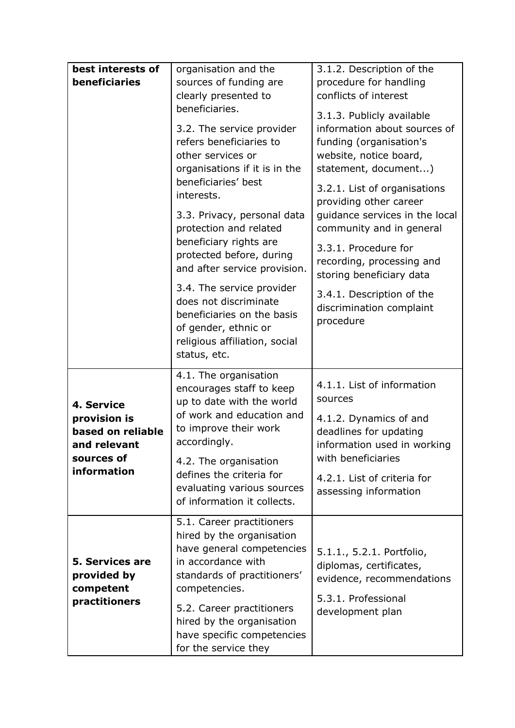| **best interests of beneficiaries** | organisation and the sources of funding are clearly presented to beneficiaries.<br><br>3.2. The service provider refers beneficiaries to other services or organisations if it is in the beneficiaries' best interests.<br><br>3.3. Privacy, personal data protection and related beneficiary rights are protected before, during and after service provision.<br><br>3.4. The service provider does not discriminate beneficiaries on the basis of gender, ethnic or religious affiliation, social status, etc. | 3.1.2. Description of the procedure for handling conflicts of interest<br><br>3.1.3. Publicly available information about sources of funding (organisation's website, notice board, statement, document...)<br><br>3.2.1. List of organisations providing other career guidance services in the local community and in general<br><br>3.3.1. Procedure for recording, processing and storing beneficiary data<br><br>3.4.1. Description of the discrimination complaint procedure |
|---|---|---|
| **4. Service provision is based on reliable and relevant sources of information** | 4.1. The organisation encourages staff to keep up to date with the world of work and education and to improve their work accordingly.<br><br>4.2. The organisation defines the criteria for evaluating various sources of information it collects. | 4.1.1. List of information sources<br><br>4.1.2. Dynamics of and deadlines for updating information used in working with beneficiaries<br><br>4.2.1. List of criteria for assessing information |
| **5. Services are provided by competent practitioners** | 5.1. Career practitioners hired by the organisation have general competencies in accordance with standards of practitioners' competencies.<br><br>5.2. Career practitioners hired by the organisation have specific competencies for the service they | 5.1.1., 5.2.1. Portfolio, diplomas, certificates, evidence, recommendations<br><br>5.3.1. Professional development plan |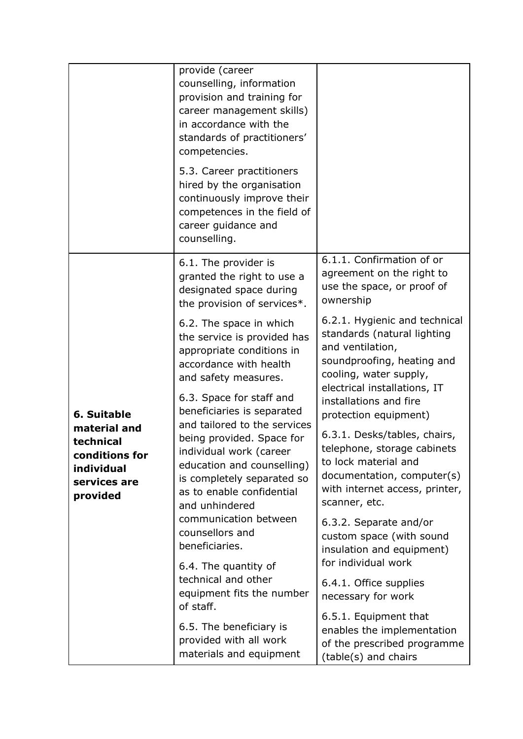| | | |
|---|---|---|
| | provide (career counselling, information provision and training for career management skills) in accordance with the standards of practitioners' competencies.<br><br>5.3. Career practitioners hired by the organisation continuously improve their competences in the field of career guidance and counselling. | |
| **6. Suitable material and technical conditions for individual services are provided** | 6.1. The provider is granted the right to use a designated space during the provision of services*.<br><br>6.2. The space in which the service is provided has appropriate conditions in accordance with health and safety measures.<br><br>6.3. Space for staff and beneficiaries is separated and tailored to the services being provided. Space for individual work (career education and counselling) is completely separated so as to enable confidential and unhindered communication between counsellors and beneficiaries.<br><br>6.4. The quantity of technical and other equipment fits the number of staff.<br><br>6.5. The beneficiary is provided with all work materials and equipment | 6.1.1. Confirmation of or agreement on the right to use the space, or proof of ownership<br><br>6.2.1. Hygienic and technical standards (natural lighting and ventilation, soundproofing, heating and cooling, water supply, electrical installations, IT installations and fire protection equipment)<br><br>6.3.1. Desks/tables, chairs, telephone, storage cabinets to lock material and documentation, computer(s) with internet access, printer, scanner, etc.<br><br>6.3.2. Separate and/or custom space (with sound insulation and equipment) for individual work<br><br>6.4.1. Office supplies necessary for work<br><br>6.5.1. Equipment that enables the implementation of the prescribed programme (table(s) and chairs |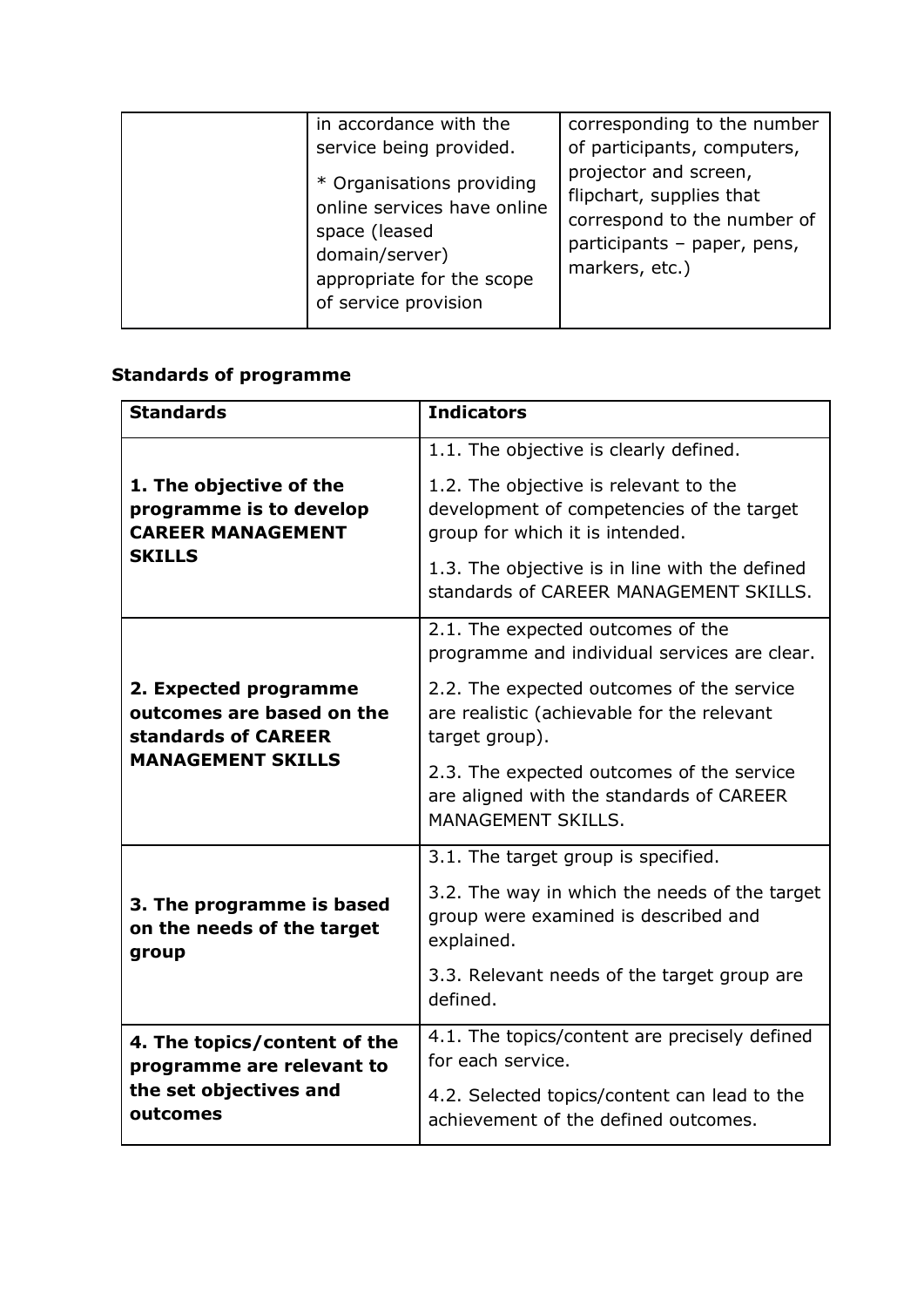|  | in accordance with the service being provided.<br><br>* Organisations providing online services have online space (leased domain/server) appropriate for the scope of service provision | corresponding to the number of participants, computers, projector and screen, flipchart, supplies that correspond to the number of participants – paper, pens, markers, etc.) |
|---|---|---|

**Standards of programme**

| Standards | Indicators |
|---|---|
| **1. The objective of the programme is to develop CAREER MANAGEMENT SKILLS** | 1.1. The objective is clearly defined.<br><br>1.2. The objective is relevant to the development of competencies of the target group for which it is intended.<br><br>1.3. The objective is in line with the defined standards of CAREER MANAGEMENT SKILLS. |
| **2. Expected programme outcomes are based on the standards of CAREER MANAGEMENT SKILLS** | 2.1. The expected outcomes of the programme and individual services are clear.<br><br>2.2. The expected outcomes of the service are realistic (achievable for the relevant target group).<br><br>2.3. The expected outcomes of the service are aligned with the standards of CAREER MANAGEMENT SKILLS. |
| **3. The programme is based on the needs of the target group** | 3.1. The target group is specified.<br><br>3.2. The way in which the needs of the target group were examined is described and explained.<br><br>3.3. Relevant needs of the target group are defined. |
| **4. The topics/content of the programme are relevant to the set objectives and outcomes** | 4.1. The topics/content are precisely defined for each service.<br><br>4.2. Selected topics/content can lead to the achievement of the defined outcomes. |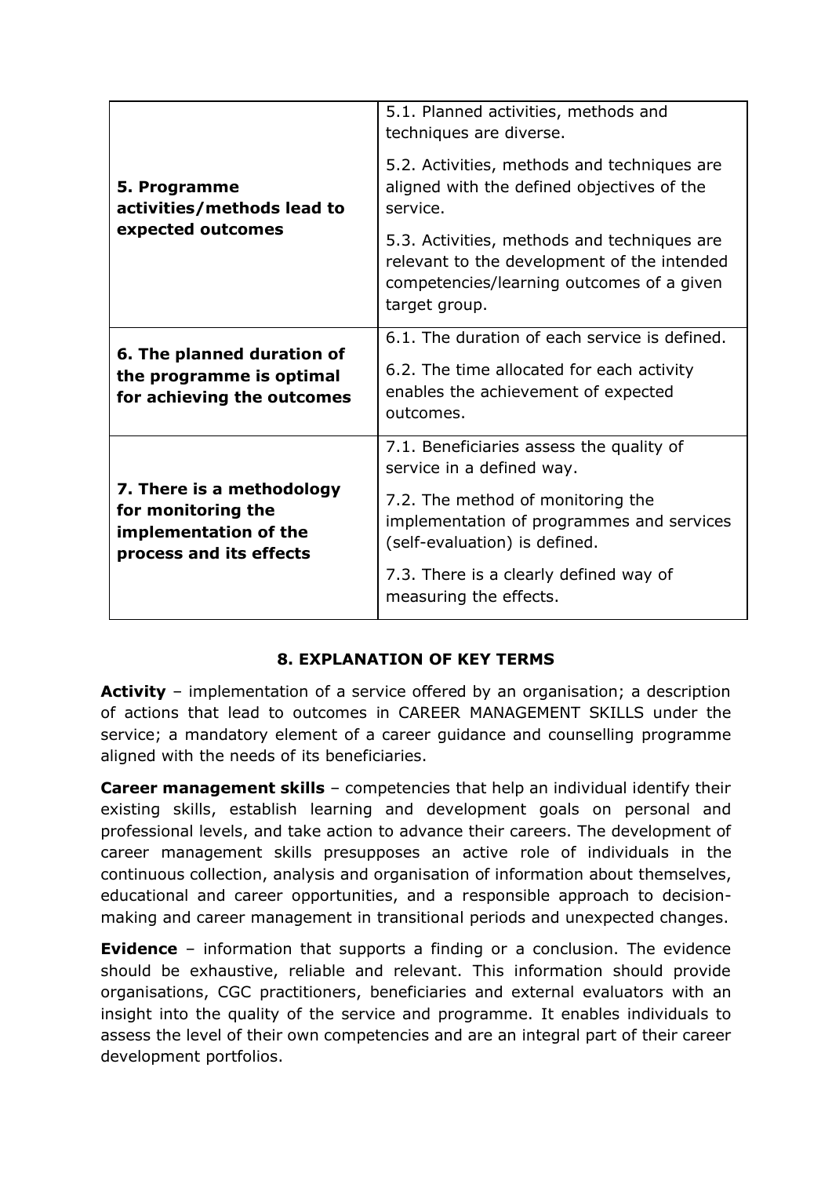| | |
|---|---|
| **5. Programme activities/methods lead to expected outcomes** | 5.1. Planned activities, methods and techniques are diverse.<br><br>5.2. Activities, methods and techniques are aligned with the defined objectives of the service.<br><br>5.3. Activities, methods and techniques are relevant to the development of the intended competencies/learning outcomes of a given target group. |
| **6. The planned duration of the programme is optimal for achieving the outcomes** | 6.1. The duration of each service is defined.<br><br>6.2. The time allocated for each activity enables the achievement of expected outcomes. |
| **7. There is a methodology for monitoring the implementation of the process and its effects** | 7.1. Beneficiaries assess the quality of service in a defined way.<br><br>7.2. The method of monitoring the implementation of programmes and services (self-evaluation) is defined.<br><br>7.3. There is a clearly defined way of measuring the effects. |

## 8. EXPLANATION OF KEY TERMS

**Activity** – implementation of a service offered by an organisation; a description of actions that lead to outcomes in CAREER MANAGEMENT SKILLS under the service; a mandatory element of a career guidance and counselling programme aligned with the needs of its beneficiaries.

**Career management skills** – competencies that help an individual identify their existing skills, establish learning and development goals on personal and professional levels, and take action to advance their careers. The development of career management skills presupposes an active role of individuals in the continuous collection, analysis and organisation of information about themselves, educational and career opportunities, and a responsible approach to decision-making and career management in transitional periods and unexpected changes.

**Evidence** – information that supports a finding or a conclusion. The evidence should be exhaustive, reliable and relevant. This information should provide organisations, CGC practitioners, beneficiaries and external evaluators with an insight into the quality of the service and programme. It enables individuals to assess the level of their own competencies and are an integral part of their career development portfolios.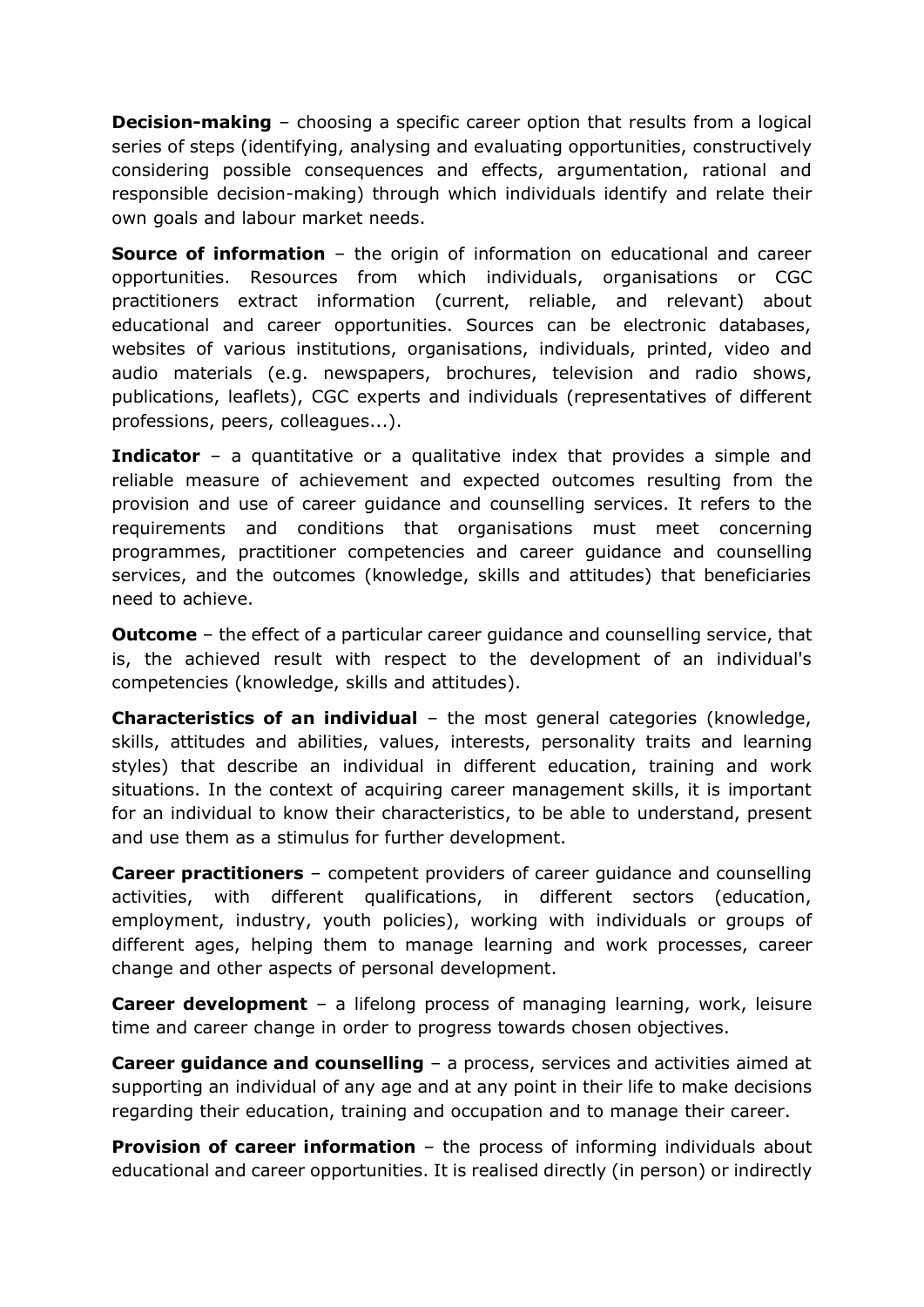**Decision-making** – choosing a specific career option that results from a logical series of steps (identifying, analysing and evaluating opportunities, constructively considering possible consequences and effects, argumentation, rational and responsible decision-making) through which individuals identify and relate their own goals and labour market needs.

**Source of information** – the origin of information on educational and career opportunities. Resources from which individuals, organisations or CGC practitioners extract information (current, reliable, and relevant) about educational and career opportunities. Sources can be electronic databases, websites of various institutions, organisations, individuals, printed, video and audio materials (e.g. newspapers, brochures, television and radio shows, publications, leaflets), CGC experts and individuals (representatives of different professions, peers, colleagues...).

**Indicator** – a quantitative or a qualitative index that provides a simple and reliable measure of achievement and expected outcomes resulting from the provision and use of career guidance and counselling services. It refers to the requirements and conditions that organisations must meet concerning programmes, practitioner competencies and career guidance and counselling services, and the outcomes (knowledge, skills and attitudes) that beneficiaries need to achieve.

**Outcome** – the effect of a particular career guidance and counselling service, that is, the achieved result with respect to the development of an individual's competencies (knowledge, skills and attitudes).

**Characteristics of an individual** – the most general categories (knowledge, skills, attitudes and abilities, values, interests, personality traits and learning styles) that describe an individual in different education, training and work situations. In the context of acquiring career management skills, it is important for an individual to know their characteristics, to be able to understand, present and use them as a stimulus for further development.

**Career practitioners** – competent providers of career guidance and counselling activities, with different qualifications, in different sectors (education, employment, industry, youth policies), working with individuals or groups of different ages, helping them to manage learning and work processes, career change and other aspects of personal development.

**Career development** – a lifelong process of managing learning, work, leisure time and career change in order to progress towards chosen objectives.

**Career guidance and counselling** – a process, services and activities aimed at supporting an individual of any age and at any point in their life to make decisions regarding their education, training and occupation and to manage their career.

**Provision of career information** – the process of informing individuals about educational and career opportunities. It is realised directly (in person) or indirectly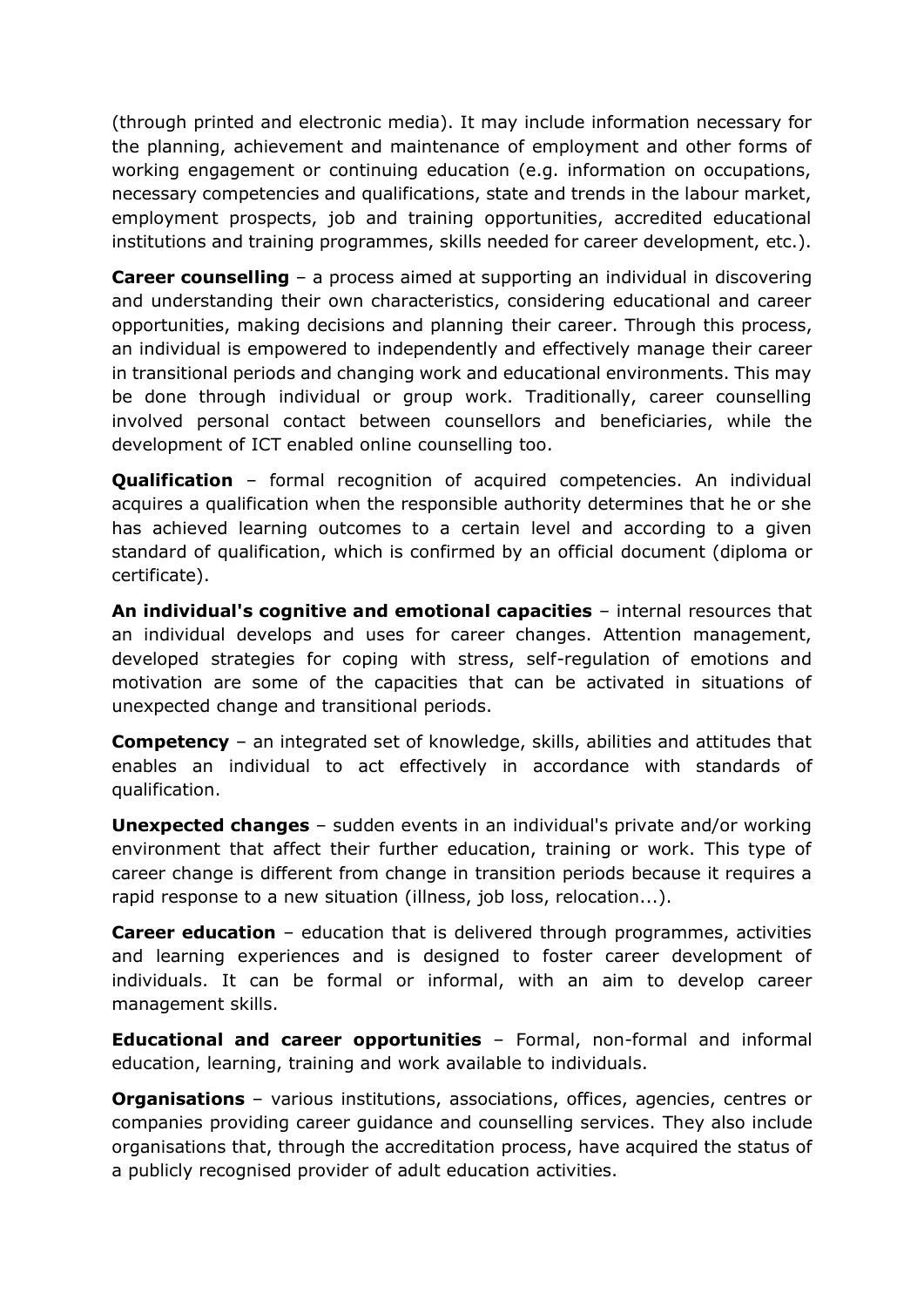(through printed and electronic media). It may include information necessary for the planning, achievement and maintenance of employment and other forms of working engagement or continuing education (e.g. information on occupations, necessary competencies and qualifications, state and trends in the labour market, employment prospects, job and training opportunities, accredited educational institutions and training programmes, skills needed for career development, etc.).

**Career counselling** – a process aimed at supporting an individual in discovering and understanding their own characteristics, considering educational and career opportunities, making decisions and planning their career. Through this process, an individual is empowered to independently and effectively manage their career in transitional periods and changing work and educational environments. This may be done through individual or group work. Traditionally, career counselling involved personal contact between counsellors and beneficiaries, while the development of ICT enabled online counselling too.

**Qualification** – formal recognition of acquired competencies. An individual acquires a qualification when the responsible authority determines that he or she has achieved learning outcomes to a certain level and according to a given standard of qualification, which is confirmed by an official document (diploma or certificate).

**An individual's cognitive and emotional capacities** – internal resources that an individual develops and uses for career changes. Attention management, developed strategies for coping with stress, self-regulation of emotions and motivation are some of the capacities that can be activated in situations of unexpected change and transitional periods.

**Competency** – an integrated set of knowledge, skills, abilities and attitudes that enables an individual to act effectively in accordance with standards of qualification.

**Unexpected changes** – sudden events in an individual's private and/or working environment that affect their further education, training or work. This type of career change is different from change in transition periods because it requires a rapid response to a new situation (illness, job loss, relocation...).

**Career education** – education that is delivered through programmes, activities and learning experiences and is designed to foster career development of individuals. It can be formal or informal, with an aim to develop career management skills.

**Educational and career opportunities** – Formal, non-formal and informal education, learning, training and work available to individuals.

**Organisations** – various institutions, associations, offices, agencies, centres or companies providing career guidance and counselling services. They also include organisations that, through the accreditation process, have acquired the status of a publicly recognised provider of adult education activities.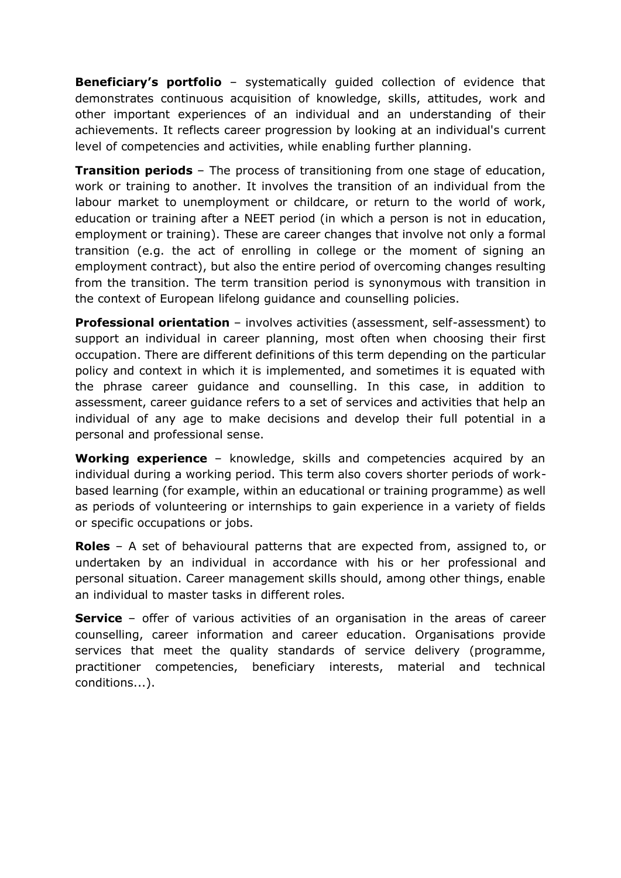**Beneficiary's portfolio** – systematically guided collection of evidence that demonstrates continuous acquisition of knowledge, skills, attitudes, work and other important experiences of an individual and an understanding of their achievements. It reflects career progression by looking at an individual's current level of competencies and activities, while enabling further planning.

**Transition periods** – The process of transitioning from one stage of education, work or training to another. It involves the transition of an individual from the labour market to unemployment or childcare, or return to the world of work, education or training after a NEET period (in which a person is not in education, employment or training). These are career changes that involve not only a formal transition (e.g. the act of enrolling in college or the moment of signing an employment contract), but also the entire period of overcoming changes resulting from the transition. The term transition period is synonymous with transition in the context of European lifelong guidance and counselling policies.

**Professional orientation** – involves activities (assessment, self-assessment) to support an individual in career planning, most often when choosing their first occupation. There are different definitions of this term depending on the particular policy and context in which it is implemented, and sometimes it is equated with the phrase career guidance and counselling. In this case, in addition to assessment, career guidance refers to a set of services and activities that help an individual of any age to make decisions and develop their full potential in a personal and professional sense.

**Working experience** – knowledge, skills and competencies acquired by an individual during a working period. This term also covers shorter periods of work-based learning (for example, within an educational or training programme) as well as periods of volunteering or internships to gain experience in a variety of fields or specific occupations or jobs.

**Roles** – A set of behavioural patterns that are expected from, assigned to, or undertaken by an individual in accordance with his or her professional and personal situation. Career management skills should, among other things, enable an individual to master tasks in different roles.

**Service** – offer of various activities of an organisation in the areas of career counselling, career information and career education. Organisations provide services that meet the quality standards of service delivery (programme, practitioner competencies, beneficiary interests, material and technical conditions...).